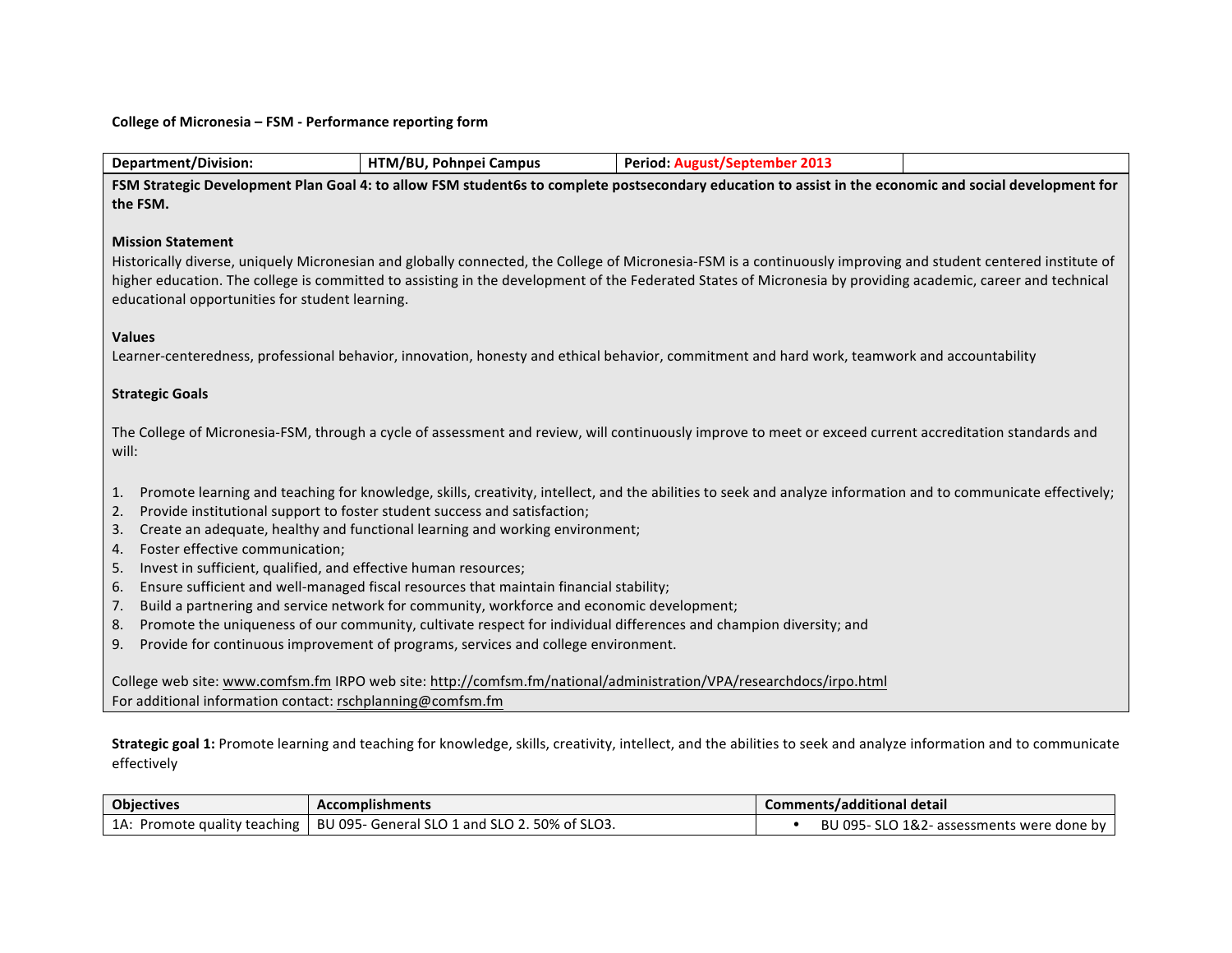**College of Micronesia – FSM - Performance reporting form**

| Department/Division: | HTM/BU, Pohnpei Campus | Period: August/September 2013 | |
|---|---|---|---|

**FSM Strategic Development Plan Goal 4: to allow FSM student6s to complete postsecondary education to assist in the economic and social development for the FSM.**

**Mission Statement**

Historically diverse, uniquely Micronesian and globally connected, the College of Micronesia-FSM is a continuously improving and student centered institute of higher education. The college is committed to assisting in the development of the Federated States of Micronesia by providing academic, career and technical educational opportunities for student learning.

**Values**

Learner-centeredness, professional behavior, innovation, honesty and ethical behavior, commitment and hard work, teamwork and accountability

**Strategic Goals**

The College of Micronesia-FSM, through a cycle of assessment and review, will continuously improve to meet or exceed current accreditation standards and will:

1. Promote learning and teaching for knowledge, skills, creativity, intellect, and the abilities to seek and analyze information and to communicate effectively;
2. Provide institutional support to foster student success and satisfaction;
3. Create an adequate, healthy and functional learning and working environment;
4. Foster effective communication;
5. Invest in sufficient, qualified, and effective human resources;
6. Ensure sufficient and well-managed fiscal resources that maintain financial stability;
7. Build a partnering and service network for community, workforce and economic development;
8. Promote the uniqueness of our community, cultivate respect for individual differences and champion diversity; and
9. Provide for continuous improvement of programs, services and college environment.

College web site: www.comfsm.fm IRPO web site: http://comfsm.fm/national/administration/VPA/researchdocs/irpo.html
For additional information contact: rschplanning@comfsm.fm

**Strategic goal 1:** Promote learning and teaching for knowledge, skills, creativity, intellect, and the abilities to seek and analyze information and to communicate effectively

| Objectives | Accomplishments | Comments/additional detail |
|---|---|---|
| 1A: Promote quality teaching | BU 095- General SLO 1 and SLO 2. 50% of SLO3. | • BU 095- SLO 1&2- assessments were done by |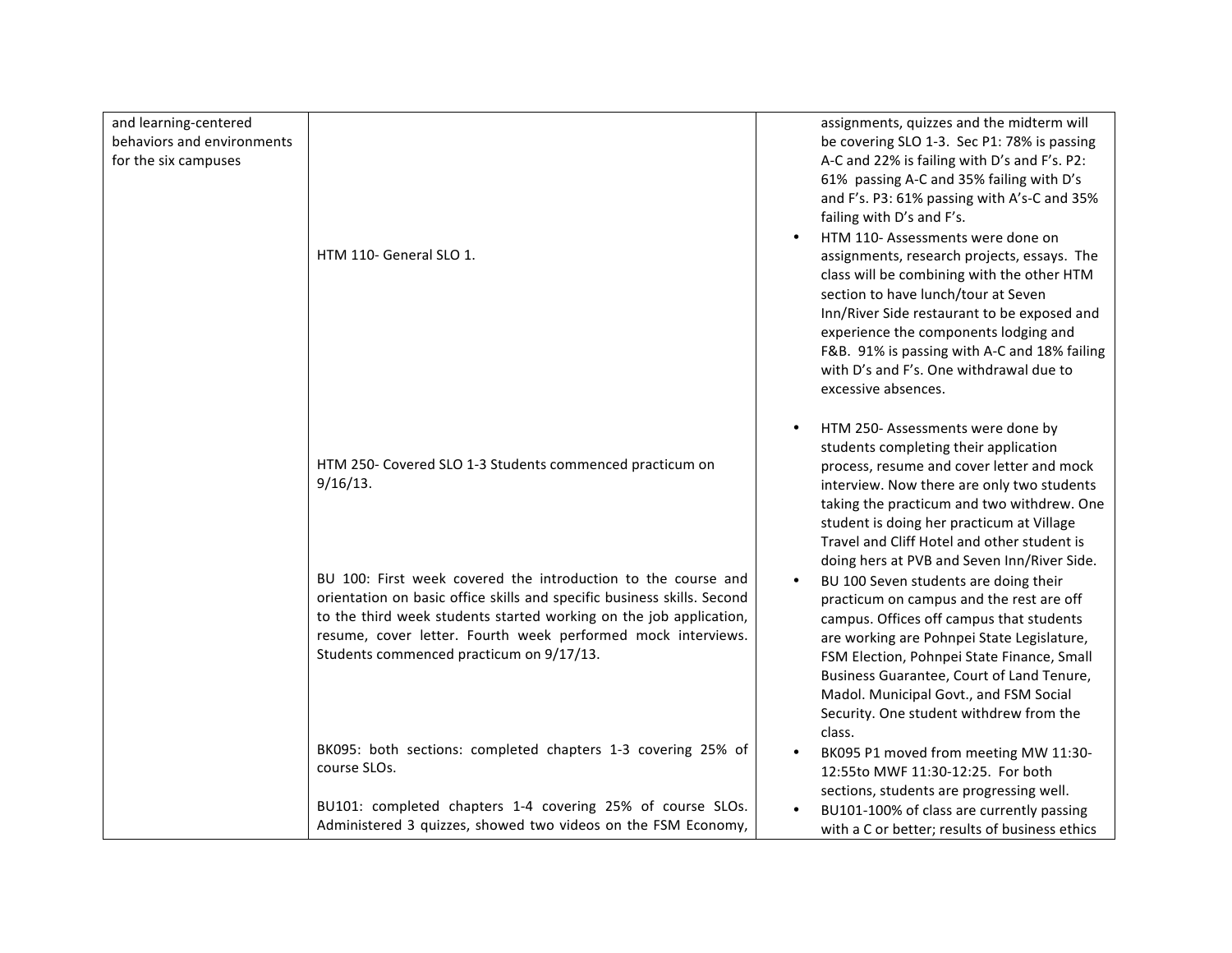| and learning-centered behaviors and environments for the six campuses | | assignments, quizzes and the midterm will be covering SLO 1-3. Sec P1: 78% is passing A-C and 22% is failing with D's and F's. P2: 61% passing A-C and 35% failing with D's and F's. P3: 61% passing with A's-C and 35% failing with D's and F's. |
|---|---|---|
| | HTM 110- General SLO 1. | • HTM 110- Assessments were done on assignments, research projects, essays. The class will be combining with the other HTM section to have lunch/tour at Seven Inn/River Side restaurant to be exposed and experience the components lodging and F&B. 91% is passing with A-C and 18% failing with D's and F's. One withdrawal due to excessive absences. |
| | HTM 250- Covered SLO 1-3 Students commenced practicum on 9/16/13. | • HTM 250- Assessments were done by students completing their application process, resume and cover letter and mock interview. Now there are only two students taking the practicum and two withdrew. One student is doing her practicum at Village Travel and Cliff Hotel and other student is doing hers at PVB and Seven Inn/River Side. |
| | BU 100: First week covered the introduction to the course and orientation on basic office skills and specific business skills. Second to the third week students started working on the job application, resume, cover letter. Fourth week performed mock interviews. Students commenced practicum on 9/17/13. | • BU 100 Seven students are doing their practicum on campus and the rest are off campus. Offices off campus that students are working are Pohnpei State Legislature, FSM Election, Pohnpei State Finance, Small Business Guarantee, Court of Land Tenure, Madol. Municipal Govt., and FSM Social Security. One student withdrew from the class. |
| | BK095: both sections: completed chapters 1-3 covering 25% of course SLOs. | • BK095 P1 moved from meeting MW 11:30-12:55to MWF 11:30-12:25. For both sections, students are progressing well. |
| | BU101: completed chapters 1-4 covering 25% of course SLOs. Administered 3 quizzes, showed two videos on the FSM Economy, | • BU101-100% of class are currently passing with a C or better; results of business ethics |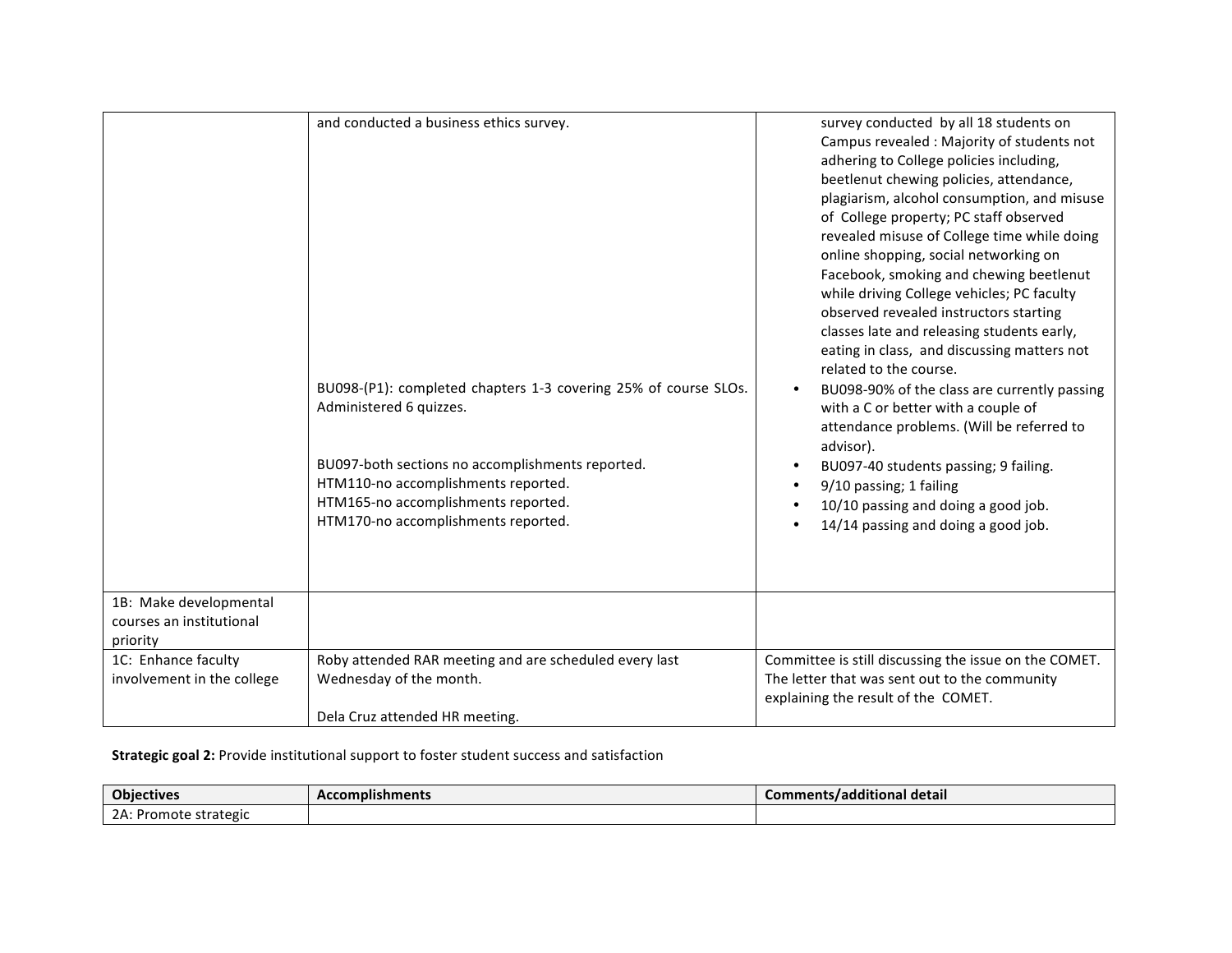| | | |
|---|---|---|
| | and conducted a business ethics survey.<br><br>BU098-(P1): completed chapters 1-3 covering 25% of course SLOs. Administered 6 quizzes.<br><br>BU097-both sections no accomplishments reported.<br>HTM110-no accomplishments reported.<br>HTM165-no accomplishments reported.<br>HTM170-no accomplishments reported. | survey conducted by all 18 students on Campus revealed : Majority of students not adhering to College policies including, beetlenut chewing policies, attendance, plagiarism, alcohol consumption, and misuse of College property; PC staff observed revealed misuse of College time while doing online shopping, social networking on Facebook, smoking and chewing beetlenut while driving College vehicles; PC faculty observed revealed instructors starting classes late and releasing students early, eating in class, and discussing matters not related to the course.<br>• BU098-90% of the class are currently passing with a C or better with a couple of attendance problems. (Will be referred to advisor).<br>• BU097-40 students passing; 9 failing.<br>• 9/10 passing; 1 failing<br>• 10/10 passing and doing a good job.<br>• 14/14 passing and doing a good job. |
| 1B: Make developmental courses an institutional priority | | |
| 1C: Enhance faculty involvement in the college | Roby attended RAR meeting and are scheduled every last Wednesday of the month.<br><br>Dela Cruz attended HR meeting. | Committee is still discussing the issue on the COMET. The letter that was sent out to the community explaining the result of the COMET. |

**Strategic goal 2:** Provide institutional support to foster student success and satisfaction

| Objectives | Accomplishments | Comments/additional detail |
|---|---|---|
| 2A: Promote strategic | | |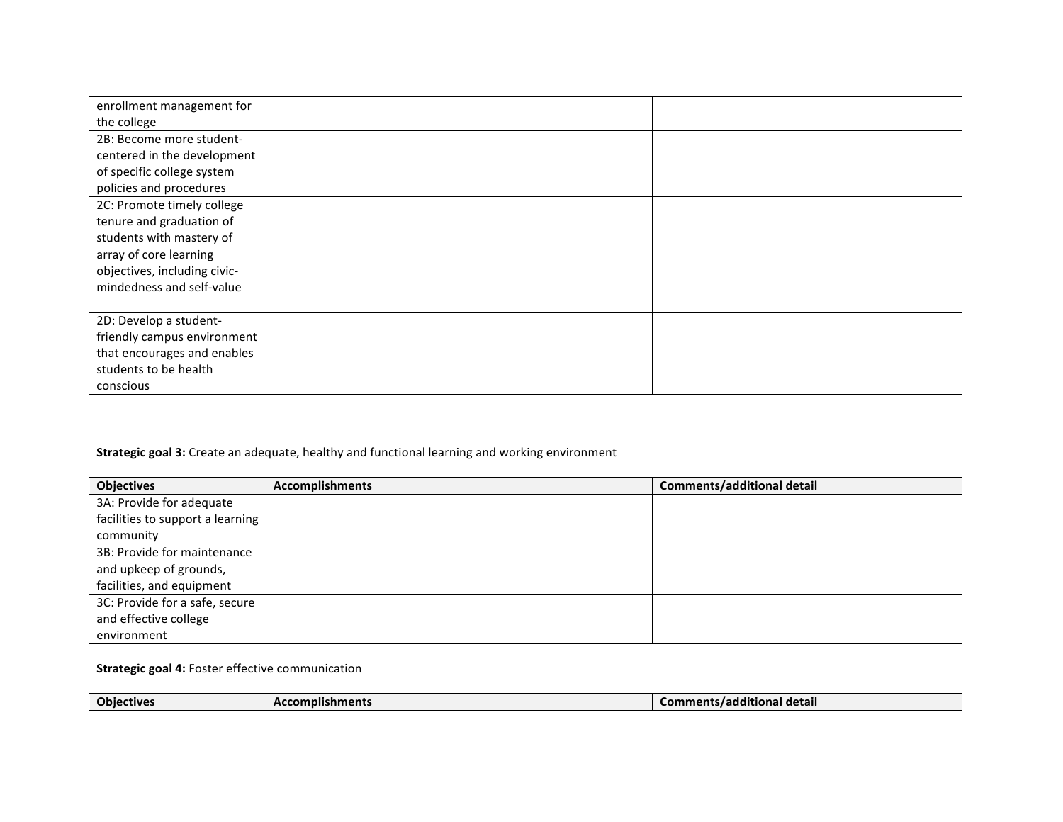| | | |
|---|---|---|
| enrollment management for the college | | |
| 2B: Become more student-centered in the development of specific college system policies and procedures | | |
| 2C: Promote timely college tenure and graduation of students with mastery of array of core learning objectives, including civic-mindedness and self-value | | |
| 2D: Develop a student-friendly campus environment that encourages and enables students to be health conscious | | |

**Strategic goal 3:** Create an adequate, healthy and functional learning and working environment

| Objectives | Accomplishments | Comments/additional detail |
|---|---|---|
| 3A: Provide for adequate facilities to support a learning community | | |
| 3B: Provide for maintenance and upkeep of grounds, facilities, and equipment | | |
| 3C: Provide for a safe, secure and effective college environment | | |

**Strategic goal 4:** Foster effective communication

| Objectives | Accomplishments | Comments/additional detail |
|---|---|---|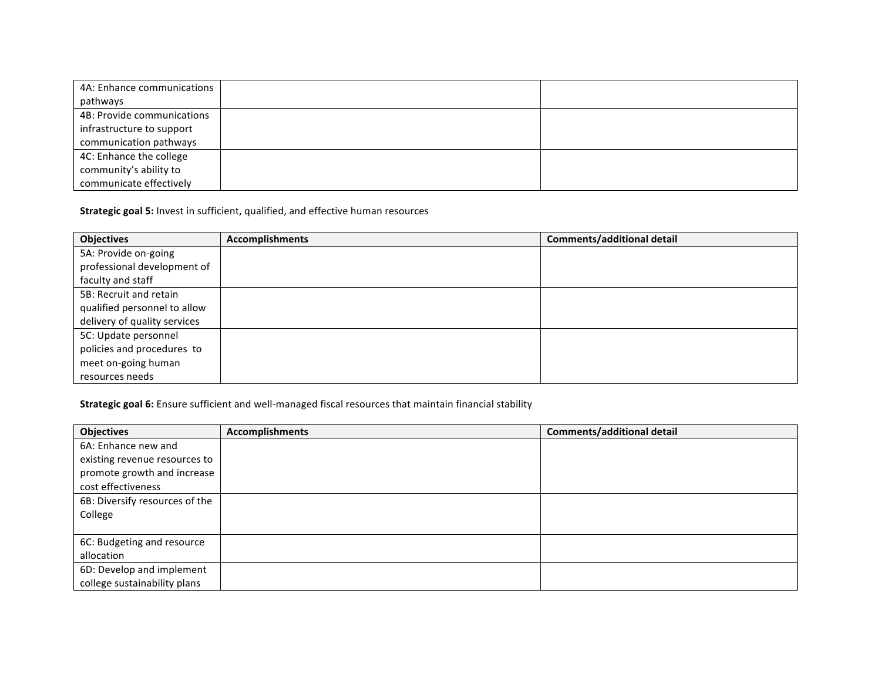| | | |
|---|---|---|
| 4A: Enhance communications pathways | | |
| 4B: Provide communications infrastructure to support communication pathways | | |
| 4C: Enhance the college community's ability to communicate effectively | | |

**Strategic goal 5:** Invest in sufficient, qualified, and effective human resources

| Objectives | Accomplishments | Comments/additional detail |
|---|---|---|
| 5A: Provide on-going professional development of faculty and staff | | |
| 5B: Recruit and retain qualified personnel to allow delivery of quality services | | |
| 5C: Update personnel policies and procedures to meet on-going human resources needs | | |

**Strategic goal 6:** Ensure sufficient and well-managed fiscal resources that maintain financial stability

| Objectives | Accomplishments | Comments/additional detail |
|---|---|---|
| 6A: Enhance new and existing revenue resources to promote growth and increase cost effectiveness | | |
| 6B: Diversify resources of the College | | |
| 6C: Budgeting and resource allocation | | |
| 6D: Develop and implement college sustainability plans | | |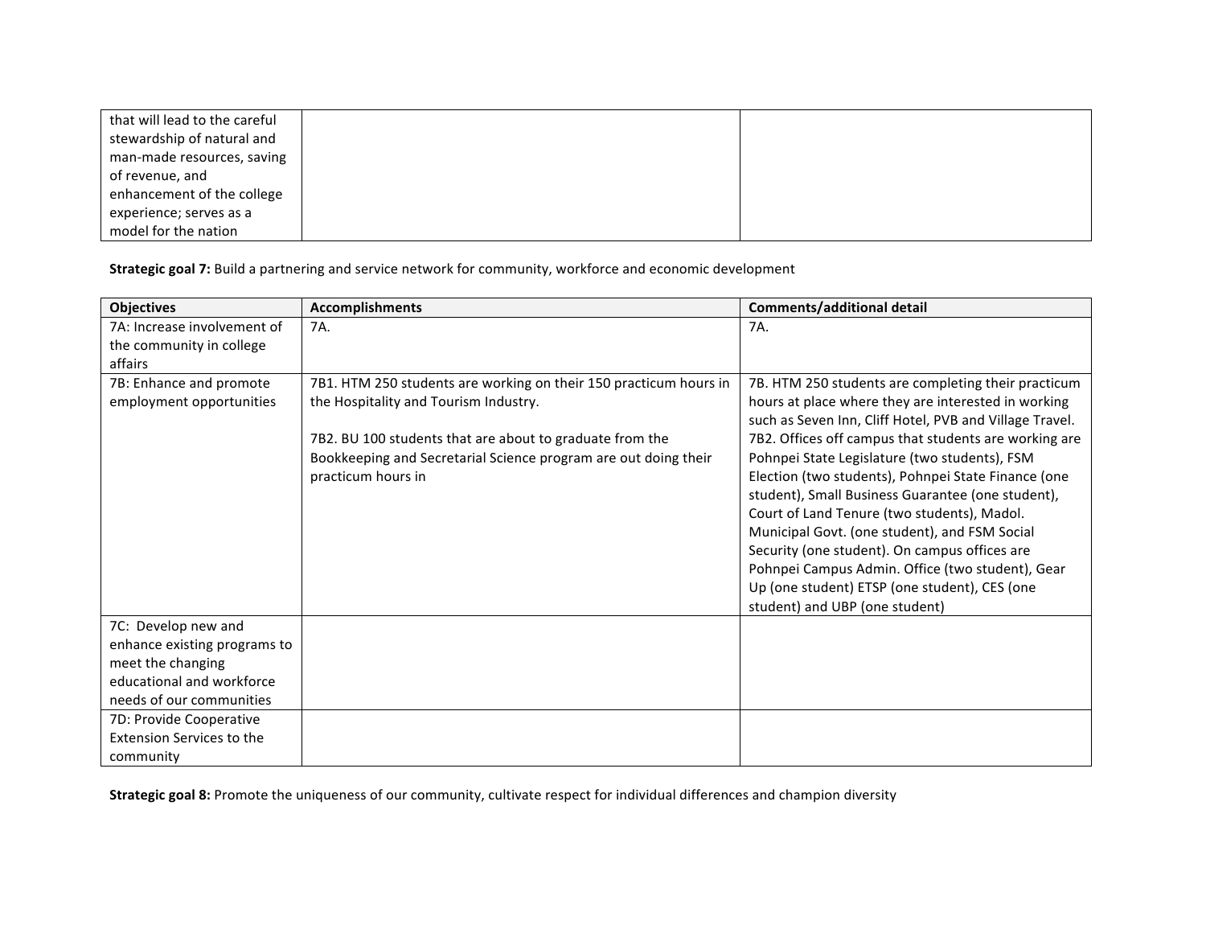| | | |
|---|---|---|
| that will lead to the careful stewardship of natural and man-made resources, saving of revenue, and enhancement of the college experience; serves as a model for the nation | | |

**Strategic goal 7:** Build a partnering and service network for community, workforce and economic development

| Objectives | Accomplishments | Comments/additional detail |
|---|---|---|
| 7A: Increase involvement of the community in college affairs | 7A. | 7A. |
| 7B: Enhance and promote employment opportunities | 7B1. HTM 250 students are working on their 150 practicum hours in the Hospitality and Tourism Industry.<br><br>7B2. BU 100 students that are about to graduate from the Bookkeeping and Secretarial Science program are out doing their practicum hours in | 7B. HTM 250 students are completing their practicum hours at place where they are interested in working such as Seven Inn, Cliff Hotel, PVB and Village Travel.<br>7B2. Offices off campus that students are working are Pohnpei State Legislature (two students), FSM Election (two students), Pohnpei State Finance (one student), Small Business Guarantee (one student), Court of Land Tenure (two students), Madol. Municipal Govt. (one student), and FSM Social Security (one student). On campus offices are Pohnpei Campus Admin. Office (two student), Gear Up (one student) ETSP (one student), CES (one student) and UBP (one student) |
| 7C: Develop new and enhance existing programs to meet the changing educational and workforce needs of our communities | | |
| 7D: Provide Cooperative Extension Services to the community | | |

**Strategic goal 8:** Promote the uniqueness of our community, cultivate respect for individual differences and champion diversity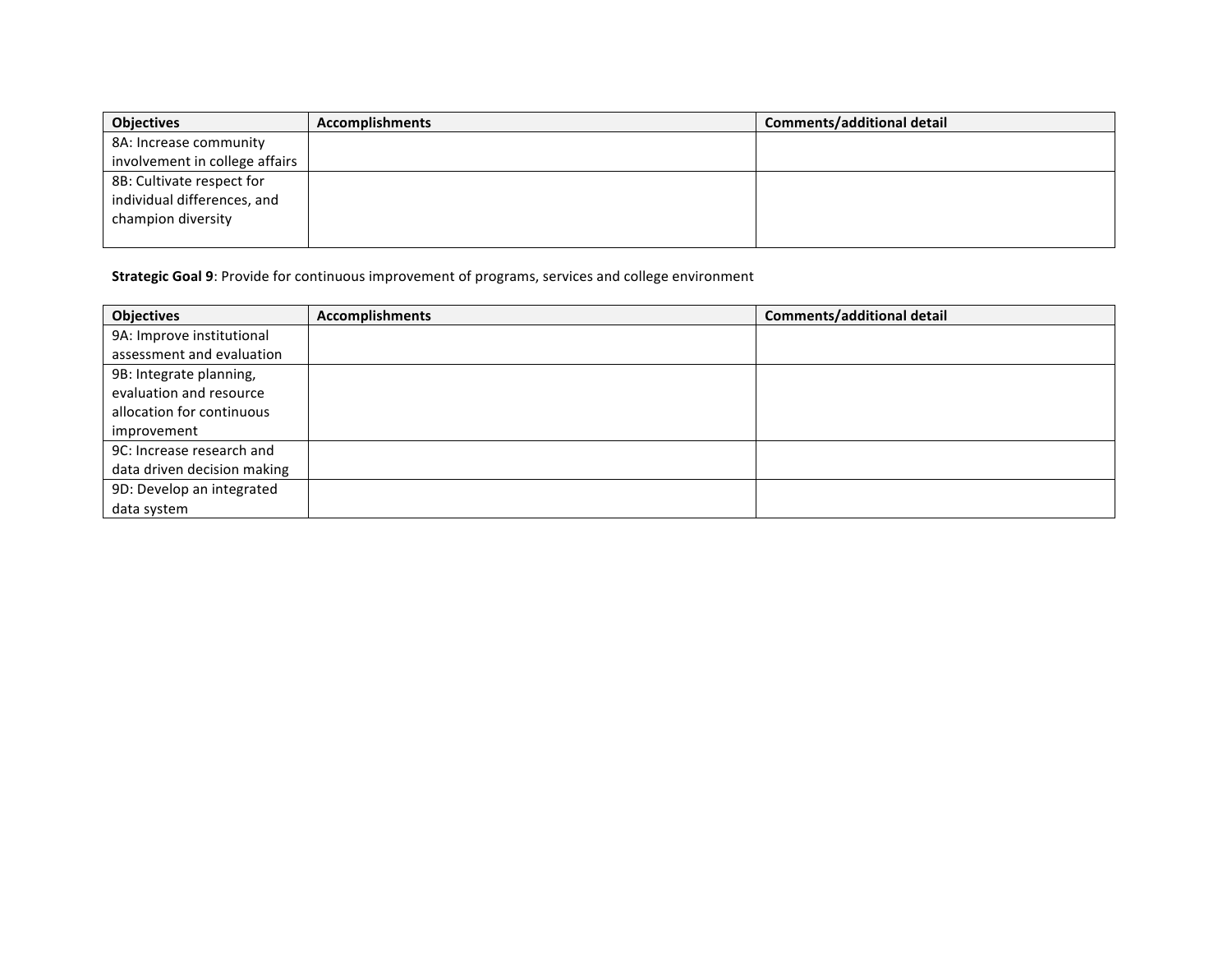| Objectives | Accomplishments | Comments/additional detail |
|---|---|---|
| 8A: Increase community involvement in college affairs | | |
| 8B: Cultivate respect for individual differences, and champion diversity | | |

**Strategic Goal 9**: Provide for continuous improvement of programs, services and college environment

| Objectives | Accomplishments | Comments/additional detail |
|---|---|---|
| 9A: Improve institutional assessment and evaluation | | |
| 9B: Integrate planning, evaluation and resource allocation for continuous improvement | | |
| 9C: Increase research and data driven decision making | | |
| 9D: Develop an integrated data system | | |